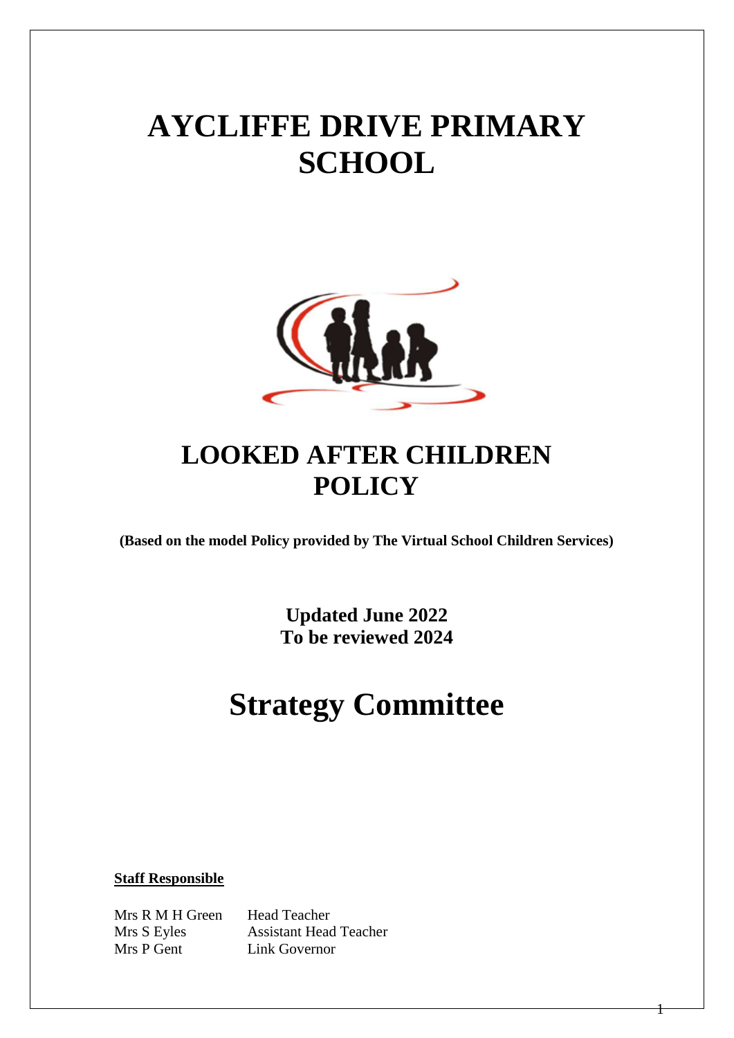# AYCLIFFE DRIVE PRIMARY SCHOOL

# LOOKED AFTER CHILDREN POLICY

**(Based on the model Policy provided by The Virtual School Children Services)**

**Updated June 2022**
**To be reviewed 2024**

# Strategy Committee

**Staff Responsible**

| | |
|---|---|
| Mrs R M H Green | Head Teacher |
| Mrs S Eyles | Assistant Head Teacher |
| Mrs P Gent | Link Governor |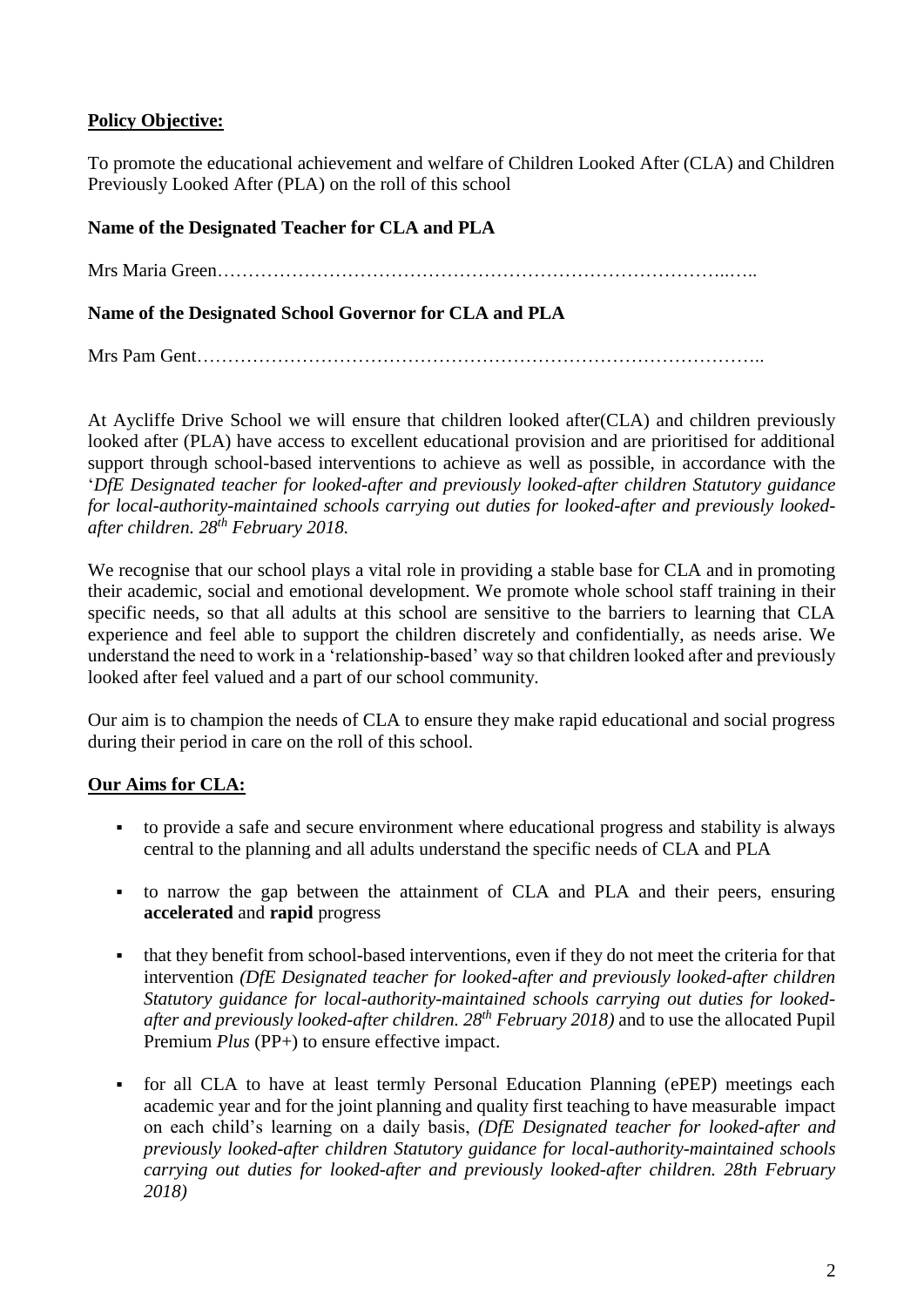**Policy Objective:**

To promote the educational achievement and welfare of Children Looked After (CLA) and Children Previously Looked After (PLA) on the roll of this school

**Name of the Designated Teacher for CLA and PLA**

Mrs Maria Green……………………………………………………………………..…..

**Name of the Designated School Governor for CLA and PLA**

Mrs Pam Gent………………………………………………………………………………..

At Aycliffe Drive School we will ensure that children looked after(CLA) and children previously looked after (PLA) have access to excellent educational provision and are prioritised for additional support through school-based interventions to achieve as well as possible, in accordance with the '*DfE Designated teacher for looked-after and previously looked-after children Statutory guidance for local-authority-maintained schools carrying out duties for looked-after and previously looked-after children. 28th February 2018.*

We recognise that our school plays a vital role in providing a stable base for CLA and in promoting their academic, social and emotional development. We promote whole school staff training in their specific needs, so that all adults at this school are sensitive to the barriers to learning that CLA experience and feel able to support the children discretely and confidentially, as needs arise. We understand the need to work in a 'relationship-based' way so that children looked after and previously looked after feel valued and a part of our school community.

Our aim is to champion the needs of CLA to ensure they make rapid educational and social progress during their period in care on the roll of this school.

**Our Aims for CLA:**

- to provide a safe and secure environment where educational progress and stability is always central to the planning and all adults understand the specific needs of CLA and PLA
- to narrow the gap between the attainment of CLA and PLA and their peers, ensuring **accelerated** and **rapid** progress
- that they benefit from school-based interventions, even if they do not meet the criteria for that intervention *(DfE Designated teacher for looked-after and previously looked-after children Statutory guidance for local-authority-maintained schools carrying out duties for looked-after and previously looked-after children. 28th February 2018)* and to use the allocated Pupil Premium *Plus* (PP+) to ensure effective impact.
- for all CLA to have at least termly Personal Education Planning (ePEP) meetings each academic year and for the joint planning and quality first teaching to have measurable impact on each child's learning on a daily basis, *(DfE Designated teacher for looked-after and previously looked-after children Statutory guidance for local-authority-maintained schools carrying out duties for looked-after and previously looked-after children. 28th February 2018)*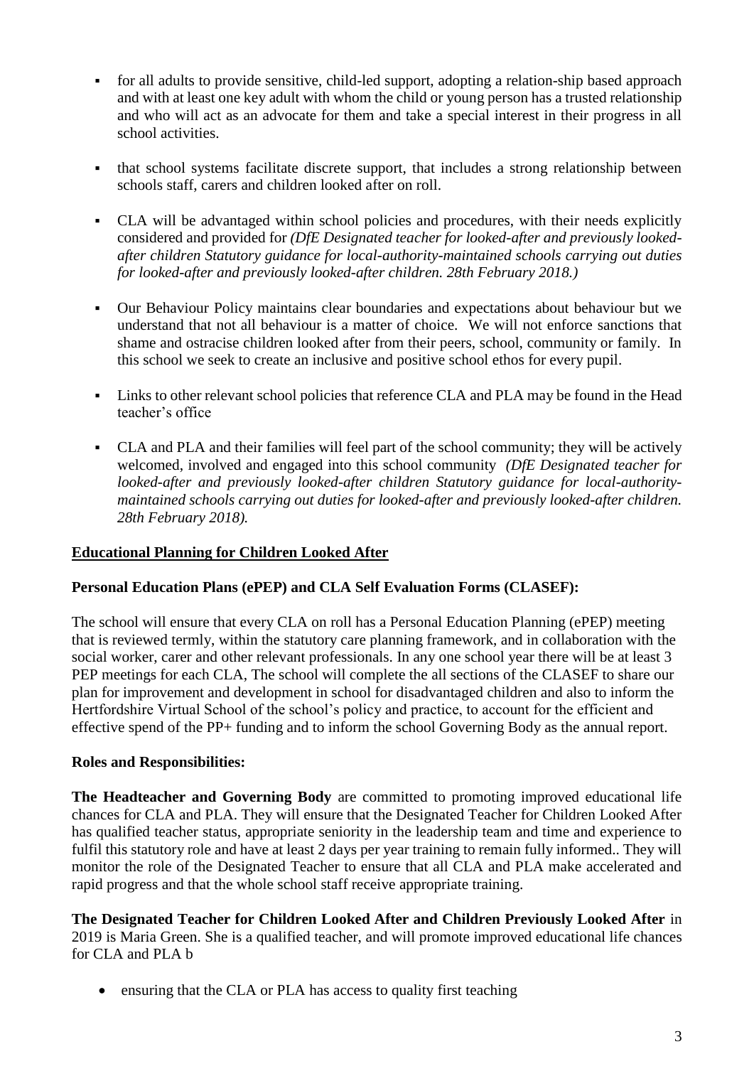- for all adults to provide sensitive, child-led support, adopting a relation-ship based approach and with at least one key adult with whom the child or young person has a trusted relationship and who will act as an advocate for them and take a special interest in their progress in all school activities.

- that school systems facilitate discrete support, that includes a strong relationship between schools staff, carers and children looked after on roll.

- CLA will be advantaged within school policies and procedures, with their needs explicitly considered and provided for *(DfE Designated teacher for looked-after and previously looked-after children Statutory guidance for local-authority-maintained schools carrying out duties for looked-after and previously looked-after children. 28th February 2018.)*

- Our Behaviour Policy maintains clear boundaries and expectations about behaviour but we understand that not all behaviour is a matter of choice. We will not enforce sanctions that shame and ostracise children looked after from their peers, school, community or family. In this school we seek to create an inclusive and positive school ethos for every pupil.

- Links to other relevant school policies that reference CLA and PLA may be found in the Head teacher's office

- CLA and PLA and their families will feel part of the school community; they will be actively welcomed, involved and engaged into this school community *(DfE Designated teacher for looked-after and previously looked-after children Statutory guidance for local-authority-maintained schools carrying out duties for looked-after and previously looked-after children. 28th February 2018).*

## Educational Planning for Children Looked After

### Personal Education Plans (ePEP) and CLA Self Evaluation Forms (CLASEF):

The school will ensure that every CLA on roll has a Personal Education Planning (ePEP) meeting that is reviewed termly, within the statutory care planning framework, and in collaboration with the social worker, carer and other relevant professionals. In any one school year there will be at least 3 PEP meetings for each CLA, The school will complete the all sections of the CLASEF to share our plan for improvement and development in school for disadvantaged children and also to inform the Hertfordshire Virtual School of the school's policy and practice, to account for the efficient and effective spend of the PP+ funding and to inform the school Governing Body as the annual report.

### Roles and Responsibilities:

**The Headteacher and Governing Body** are committed to promoting improved educational life chances for CLA and PLA. They will ensure that the Designated Teacher for Children Looked After has qualified teacher status, appropriate seniority in the leadership team and time and experience to fulfil this statutory role and have at least 2 days per year training to remain fully informed.. They will monitor the role of the Designated Teacher to ensure that all CLA and PLA make accelerated and rapid progress and that the whole school staff receive appropriate training.

**The Designated Teacher for Children Looked After and Children Previously Looked After** in 2019 is Maria Green. She is a qualified teacher, and will promote improved educational life chances for CLA and PLA b

- ensuring that the CLA or PLA has access to quality first teaching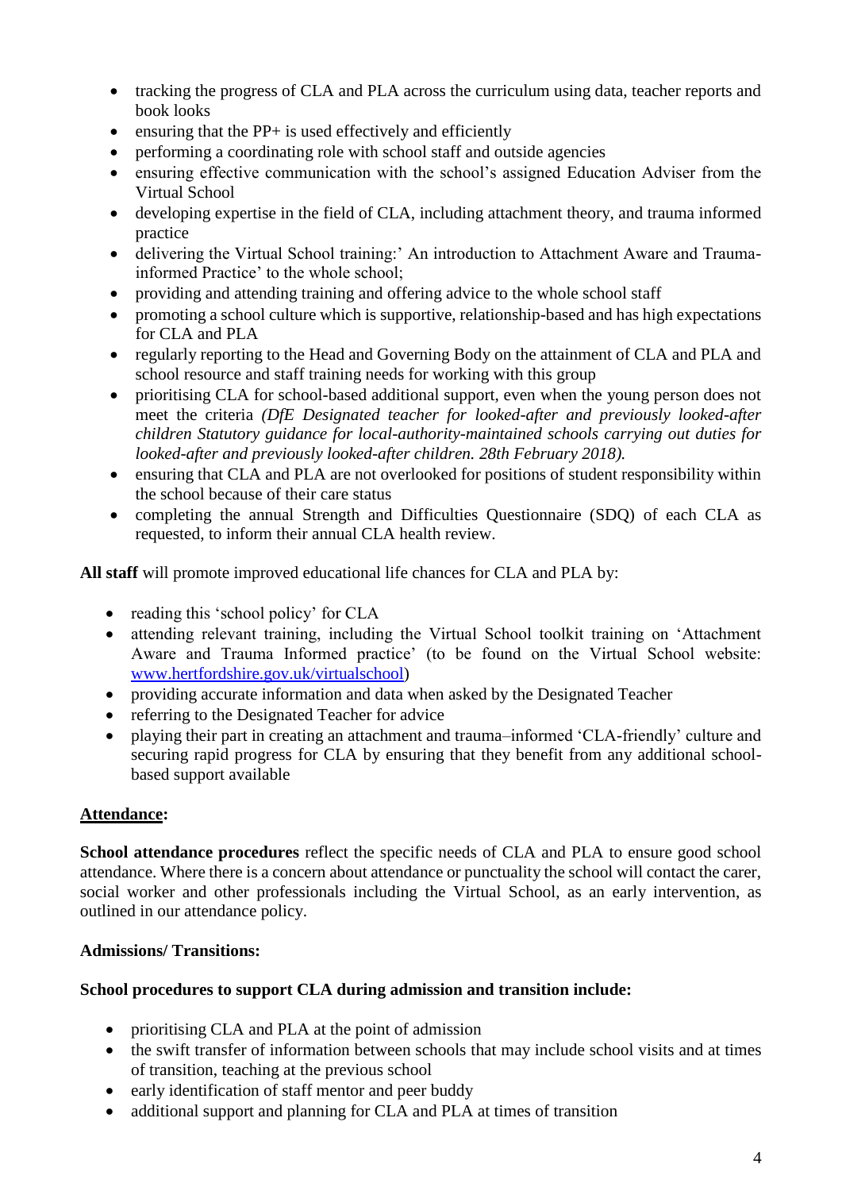- tracking the progress of CLA and PLA across the curriculum using data, teacher reports and book looks
- ensuring that the PP+ is used effectively and efficiently
- performing a coordinating role with school staff and outside agencies
- ensuring effective communication with the school's assigned Education Adviser from the Virtual School
- developing expertise in the field of CLA, including attachment theory, and trauma informed practice
- delivering the Virtual School training:' An introduction to Attachment Aware and Trauma-informed Practice' to the whole school;
- providing and attending training and offering advice to the whole school staff
- promoting a school culture which is supportive, relationship-based and has high expectations for CLA and PLA
- regularly reporting to the Head and Governing Body on the attainment of CLA and PLA and school resource and staff training needs for working with this group
- prioritising CLA for school-based additional support, even when the young person does not meet the criteria *(DfE Designated teacher for looked-after and previously looked-after children Statutory guidance for local-authority-maintained schools carrying out duties for looked-after and previously looked-after children. 28th February 2018).*
- ensuring that CLA and PLA are not overlooked for positions of student responsibility within the school because of their care status
- completing the annual Strength and Difficulties Questionnaire (SDQ) of each CLA as requested, to inform their annual CLA health review.

**All staff** will promote improved educational life chances for CLA and PLA by:

- reading this 'school policy' for CLA
- attending relevant training, including the Virtual School toolkit training on 'Attachment Aware and Trauma Informed practice' (to be found on the Virtual School website: [www.hertfordshire.gov.uk/virtualschool](www.hertfordshire.gov.uk/virtualschool))
- providing accurate information and data when asked by the Designated Teacher
- referring to the Designated Teacher for advice
- playing their part in creating an attachment and trauma–informed 'CLA-friendly' culture and securing rapid progress for CLA by ensuring that they benefit from any additional school-based support available

**Attendance:**

**School attendance procedures** reflect the specific needs of CLA and PLA to ensure good school attendance. Where there is a concern about attendance or punctuality the school will contact the carer, social worker and other professionals including the Virtual School, as an early intervention, as outlined in our attendance policy.

**Admissions/ Transitions:**

**School procedures to support CLA during admission and transition include:**

- prioritising CLA and PLA at the point of admission
- the swift transfer of information between schools that may include school visits and at times of transition, teaching at the previous school
- early identification of staff mentor and peer buddy
- additional support and planning for CLA and PLA at times of transition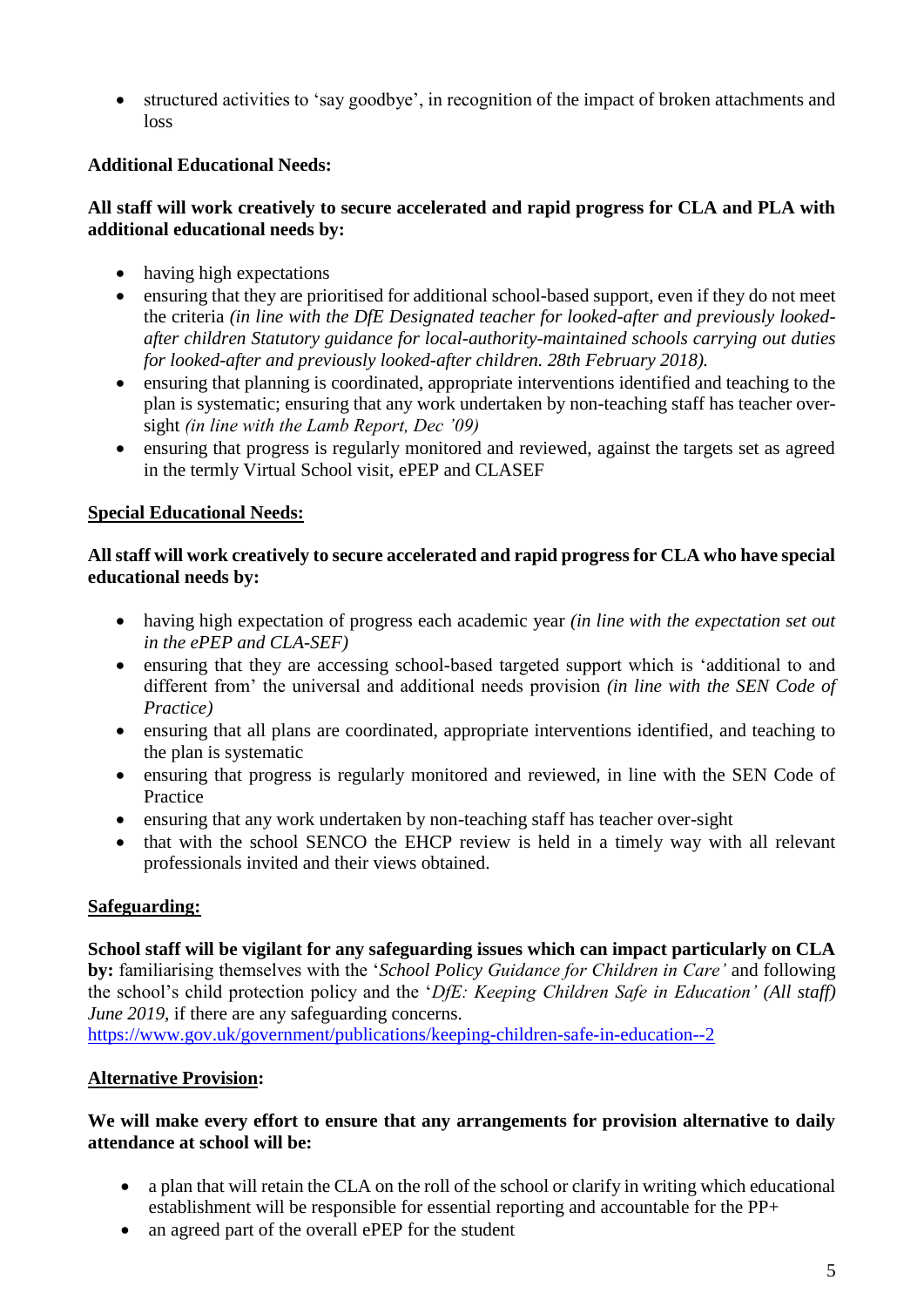- structured activities to 'say goodbye', in recognition of the impact of broken attachments and loss

**Additional Educational Needs:**

**All staff will work creatively to secure accelerated and rapid progress for CLA and PLA with additional educational needs by:**

- having high expectations
- ensuring that they are prioritised for additional school-based support, even if they do not meet the criteria *(in line with the DfE Designated teacher for looked-after and previously looked-after children Statutory guidance for local-authority-maintained schools carrying out duties for looked-after and previously looked-after children. 28th February 2018).*
- ensuring that planning is coordinated, appropriate interventions identified and teaching to the plan is systematic; ensuring that any work undertaken by non-teaching staff has teacher over-sight *(in line with the Lamb Report, Dec '09)*
- ensuring that progress is regularly monitored and reviewed, against the targets set as agreed in the termly Virtual School visit, ePEP and CLASEF

**Special Educational Needs:**

**All staff will work creatively to secure accelerated and rapid progress for CLA who have special educational needs by:**

- having high expectation of progress each academic year *(in line with the expectation set out in the ePEP and CLA-SEF)*
- ensuring that they are accessing school-based targeted support which is 'additional to and different from' the universal and additional needs provision *(in line with the SEN Code of Practice)*
- ensuring that all plans are coordinated, appropriate interventions identified, and teaching to the plan is systematic
- ensuring that progress is regularly monitored and reviewed, in line with the SEN Code of Practice
- ensuring that any work undertaken by non-teaching staff has teacher over-sight
- that with the school SENCO the EHCP review is held in a timely way with all relevant professionals invited and their views obtained.

**Safeguarding:**

**School staff will be vigilant for any safeguarding issues which can impact particularly on CLA by:** familiarising themselves with the '*School Policy Guidance for Children in Care'* and following the school's child protection policy and the '*DfE: Keeping Children Safe in Education' (All staff) June 2019*, if there are any safeguarding concerns.
https://www.gov.uk/government/publications/keeping-children-safe-in-education--2

**Alternative Provision:**

**We will make every effort to ensure that any arrangements for provision alternative to daily attendance at school will be:**

- a plan that will retain the CLA on the roll of the school or clarify in writing which educational establishment will be responsible for essential reporting and accountable for the PP+
- an agreed part of the overall ePEP for the student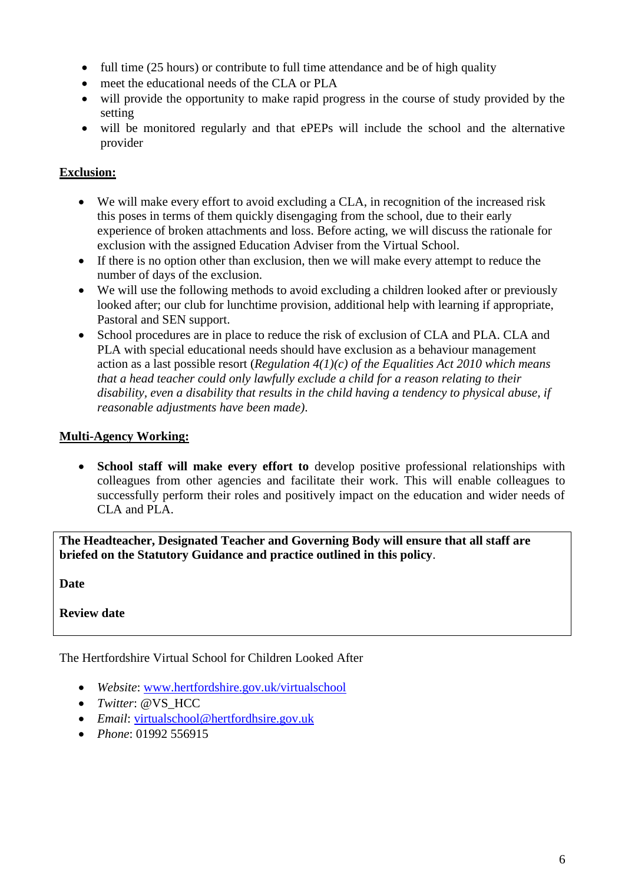- full time (25 hours) or contribute to full time attendance and be of high quality
- meet the educational needs of the CLA or PLA
- will provide the opportunity to make rapid progress in the course of study provided by the setting
- will be monitored regularly and that ePEPs will include the school and the alternative provider

**Exclusion:**

- We will make every effort to avoid excluding a CLA, in recognition of the increased risk this poses in terms of them quickly disengaging from the school, due to their early experience of broken attachments and loss. Before acting, we will discuss the rationale for exclusion with the assigned Education Adviser from the Virtual School.
- If there is no option other than exclusion, then we will make every attempt to reduce the number of days of the exclusion.
- We will use the following methods to avoid excluding a children looked after or previously looked after; our club for lunchtime provision, additional help with learning if appropriate, Pastoral and SEN support.
- School procedures are in place to reduce the risk of exclusion of CLA and PLA. CLA and PLA with special educational needs should have exclusion as a behaviour management action as a last possible resort (*Regulation 4(1)(c) of the Equalities Act 2010 which means that a head teacher could only lawfully exclude a child for a reason relating to their disability, even a disability that results in the child having a tendency to physical abuse, if reasonable adjustments have been made).*

**Multi-Agency Working:**

- **School staff will make every effort to** develop positive professional relationships with colleagues from other agencies and facilitate their work. This will enable colleagues to successfully perform their roles and positively impact on the education and wider needs of CLA and PLA.

**The Headteacher, Designated Teacher and Governing Body will ensure that all staff are briefed on the Statutory Guidance and practice outlined in this policy**.

**Date**

**Review date**

The Hertfordshire Virtual School for Children Looked After

- *Website*: www.hertfordshire.gov.uk/virtualschool
- *Twitter*: @VS_HCC
- *Email*: virtualschool@hertfordhsire.gov.uk
- *Phone*: 01992 556915